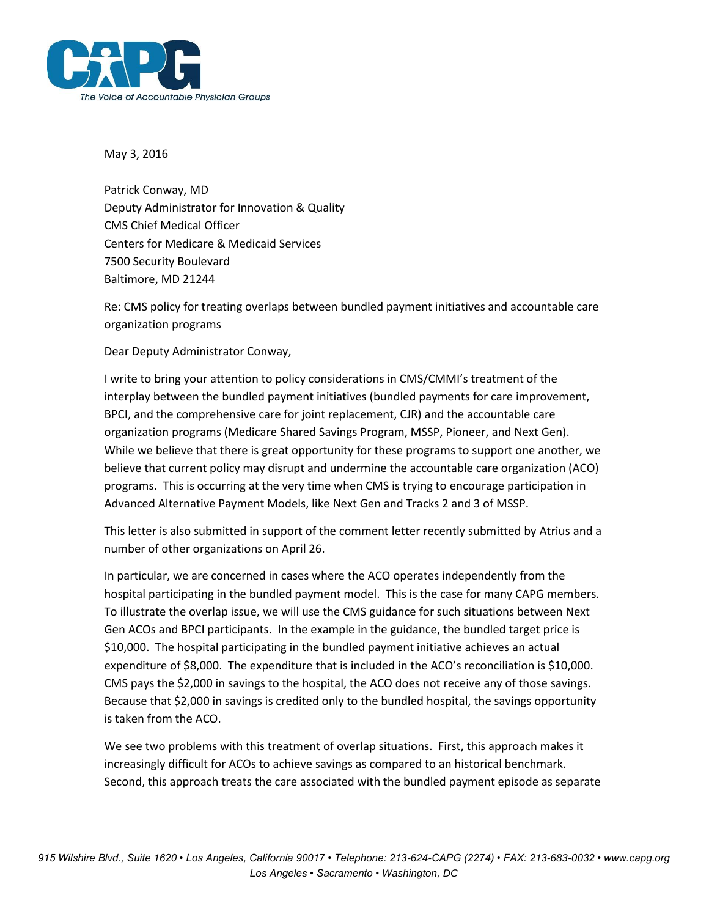CAPG
The Voice of Accountable Physician Groups

May 3, 2016

Patrick Conway, MD
Deputy Administrator for Innovation & Quality
CMS Chief Medical Officer
Centers for Medicare & Medicaid Services
7500 Security Boulevard
Baltimore, MD 21244

Re: CMS policy for treating overlaps between bundled payment initiatives and accountable care organization programs

Dear Deputy Administrator Conway,

I write to bring your attention to policy considerations in CMS/CMMI's treatment of the interplay between the bundled payment initiatives (bundled payments for care improvement, BPCI, and the comprehensive care for joint replacement, CJR) and the accountable care organization programs (Medicare Shared Savings Program, MSSP, Pioneer, and Next Gen). While we believe that there is great opportunity for these programs to support one another, we believe that current policy may disrupt and undermine the accountable care organization (ACO) programs. This is occurring at the very time when CMS is trying to encourage participation in Advanced Alternative Payment Models, like Next Gen and Tracks 2 and 3 of MSSP.

This letter is also submitted in support of the comment letter recently submitted by Atrius and a number of other organizations on April 26.

In particular, we are concerned in cases where the ACO operates independently from the hospital participating in the bundled payment model. This is the case for many CAPG members. To illustrate the overlap issue, we will use the CMS guidance for such situations between Next Gen ACOs and BPCI participants. In the example in the guidance, the bundled target price is $10,000. The hospital participating in the bundled payment initiative achieves an actual expenditure of $8,000. The expenditure that is included in the ACO's reconciliation is $10,000. CMS pays the $2,000 in savings to the hospital, the ACO does not receive any of those savings. Because that $2,000 in savings is credited only to the bundled hospital, the savings opportunity is taken from the ACO.

We see two problems with this treatment of overlap situations. First, this approach makes it increasingly difficult for ACOs to achieve savings as compared to an historical benchmark. Second, this approach treats the care associated with the bundled payment episode as separate

*915 Wilshire Blvd., Suite 1620 • Los Angeles, California 90017 • Telephone: 213-624-CAPG (2274) • FAX: 213-683-0032 • www.capg.org*
*Los Angeles • Sacramento • Washington, DC*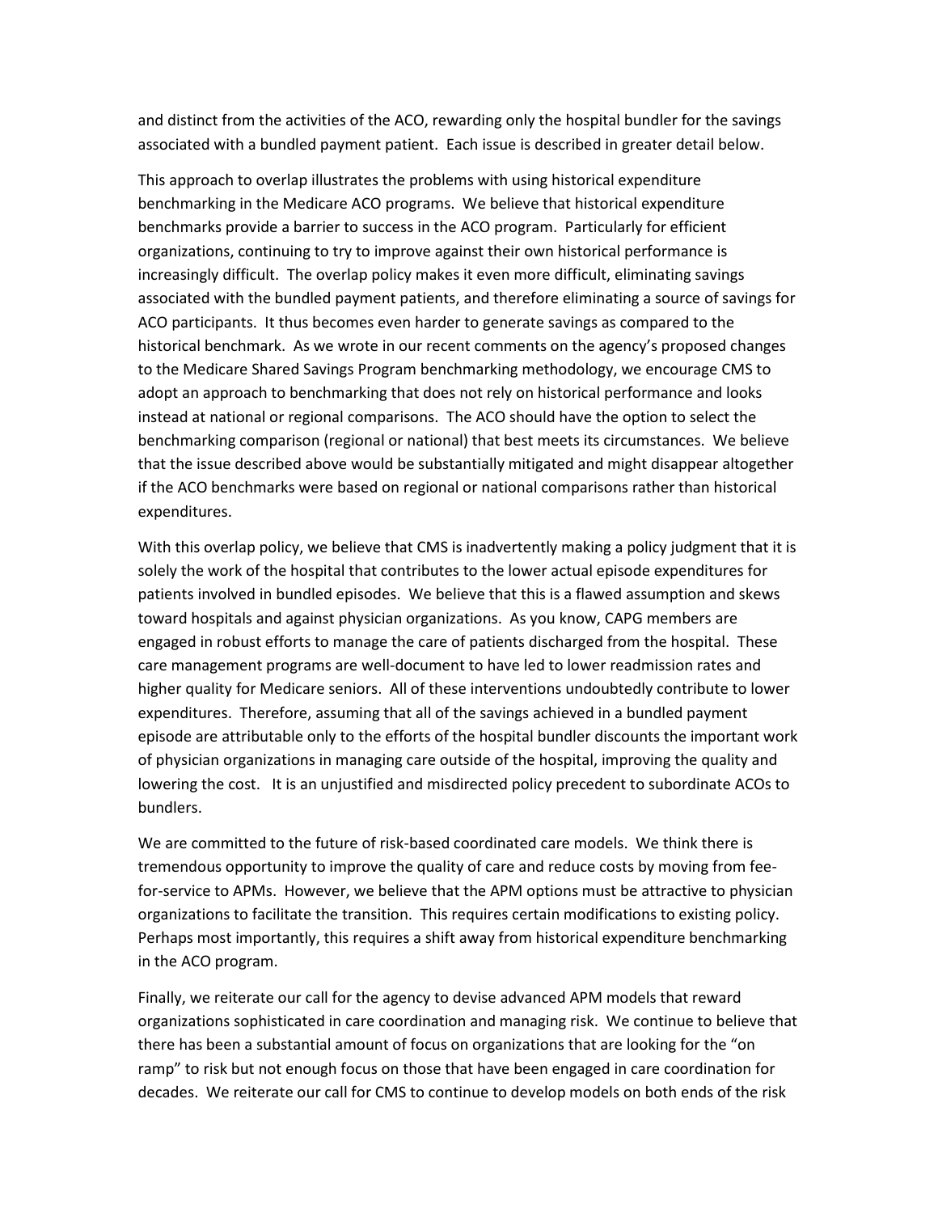and distinct from the activities of the ACO, rewarding only the hospital bundler for the savings associated with a bundled payment patient. Each issue is described in greater detail below.

This approach to overlap illustrates the problems with using historical expenditure benchmarking in the Medicare ACO programs. We believe that historical expenditure benchmarks provide a barrier to success in the ACO program. Particularly for efficient organizations, continuing to try to improve against their own historical performance is increasingly difficult. The overlap policy makes it even more difficult, eliminating savings associated with the bundled payment patients, and therefore eliminating a source of savings for ACO participants. It thus becomes even harder to generate savings as compared to the historical benchmark. As we wrote in our recent comments on the agency's proposed changes to the Medicare Shared Savings Program benchmarking methodology, we encourage CMS to adopt an approach to benchmarking that does not rely on historical performance and looks instead at national or regional comparisons. The ACO should have the option to select the benchmarking comparison (regional or national) that best meets its circumstances. We believe that the issue described above would be substantially mitigated and might disappear altogether if the ACO benchmarks were based on regional or national comparisons rather than historical expenditures.

With this overlap policy, we believe that CMS is inadvertently making a policy judgment that it is solely the work of the hospital that contributes to the lower actual episode expenditures for patients involved in bundled episodes. We believe that this is a flawed assumption and skews toward hospitals and against physician organizations. As you know, CAPG members are engaged in robust efforts to manage the care of patients discharged from the hospital. These care management programs are well-document to have led to lower readmission rates and higher quality for Medicare seniors. All of these interventions undoubtedly contribute to lower expenditures. Therefore, assuming that all of the savings achieved in a bundled payment episode are attributable only to the efforts of the hospital bundler discounts the important work of physician organizations in managing care outside of the hospital, improving the quality and lowering the cost. It is an unjustified and misdirected policy precedent to subordinate ACOs to bundlers.

We are committed to the future of risk-based coordinated care models. We think there is tremendous opportunity to improve the quality of care and reduce costs by moving from fee-for-service to APMs. However, we believe that the APM options must be attractive to physician organizations to facilitate the transition. This requires certain modifications to existing policy. Perhaps most importantly, this requires a shift away from historical expenditure benchmarking in the ACO program.

Finally, we reiterate our call for the agency to devise advanced APM models that reward organizations sophisticated in care coordination and managing risk. We continue to believe that there has been a substantial amount of focus on organizations that are looking for the "on ramp" to risk but not enough focus on those that have been engaged in care coordination for decades. We reiterate our call for CMS to continue to develop models on both ends of the risk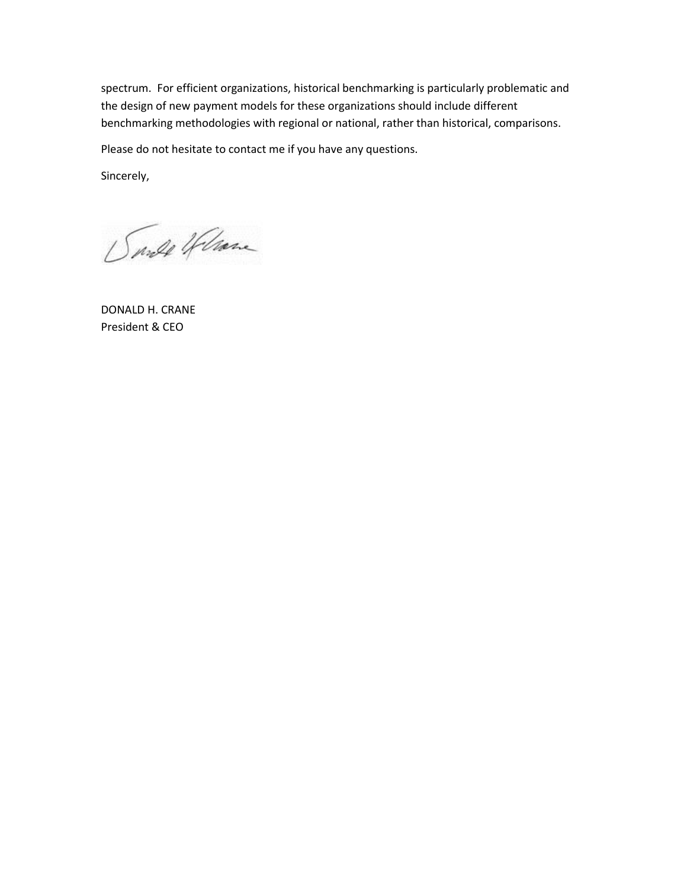spectrum. For efficient organizations, historical benchmarking is particularly problematic and the design of new payment models for these organizations should include different benchmarking methodologies with regional or national, rather than historical, comparisons.

Please do not hesitate to contact me if you have any questions.

Sincerely,

DONALD H. CRANE
President & CEO